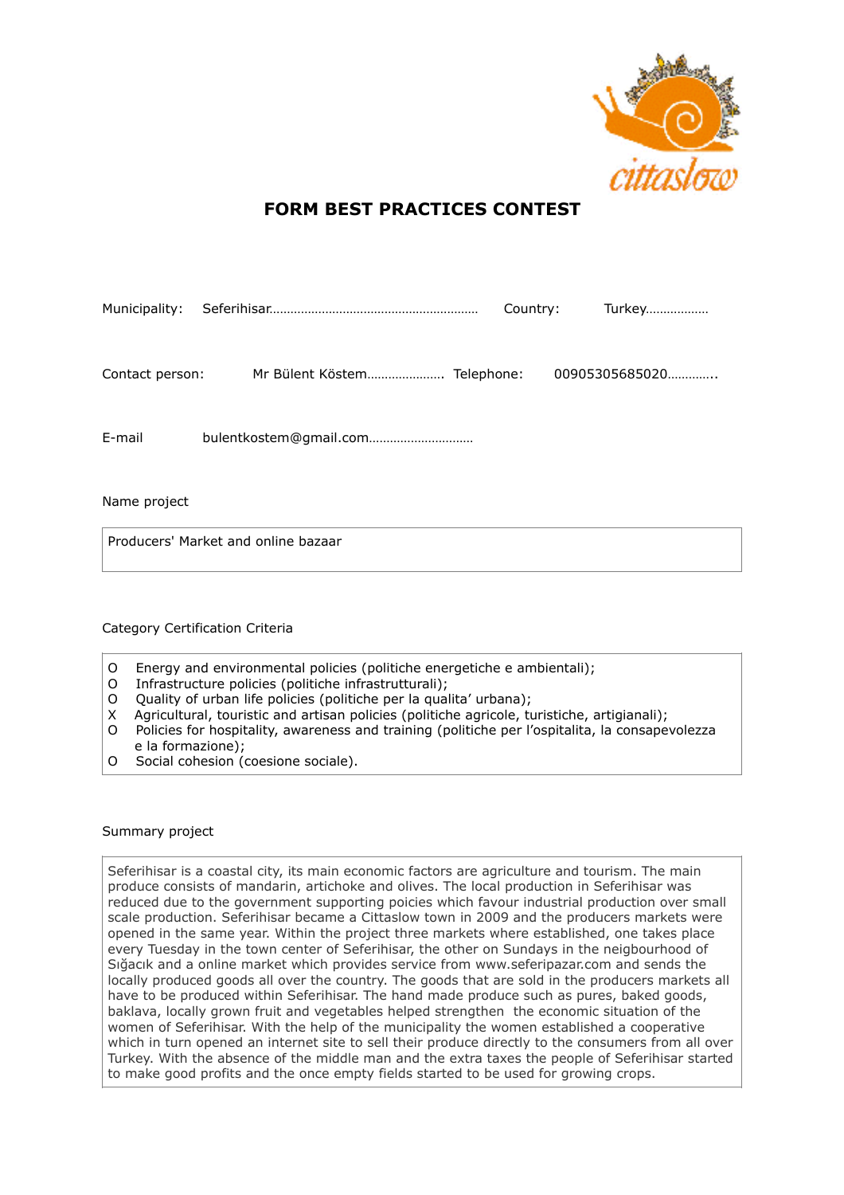# FORM BEST PRACTICES CONTEST

Municipality: Seferihisar…………………………………………………… Country: Turkey………………

Contact person: Mr Bülent Köstem…………………. Telephone: 00905305685020…………..

E-mail bulentkostem@gmail.com…………………………

Name project

Producers' Market and online bazaar

Category Certification Criteria

O Energy and environmental policies (politiche energetiche e ambientali);
O Infrastructure policies (politiche infrastrutturali);
O Quality of urban life policies (politiche per la qualita' urbana);
X Agricultural, touristic and artisan policies (politiche agricole, turistiche, artigianali);
O Policies for hospitality, awareness and training (politiche per l'ospitalita, la consapevolezza e la formazione);
O Social cohesion (coesione sociale).

Summary project

Seferihisar is a coastal city, its main economic factors are agriculture and tourism. The main produce consists of mandarin, artichoke and olives. The local production in Seferihisar was reduced due to the government supporting poicies which favour industrial production over small scale production. Seferihisar became a Cittaslow town in 2009 and the producers markets were opened in the same year. Within the project three markets where established, one takes place every Tuesday in the town center of Seferihisar, the other on Sundays in the neigbourhood of Sığacık and a online market which provides service from www.seferipazar.com and sends the locally produced goods all over the country. The goods that are sold in the producers markets all have to be produced within Seferihisar. The hand made produce such as pures, baked goods, baklava, locally grown fruit and vegetables helped strengthen the economic situation of the women of Seferihisar. With the help of the municipality the women established a cooperative which in turn opened an internet site to sell their produce directly to the consumers from all over Turkey. With the absence of the middle man and the extra taxes the people of Seferihisar started to make good profits and the once empty fields started to be used for growing crops.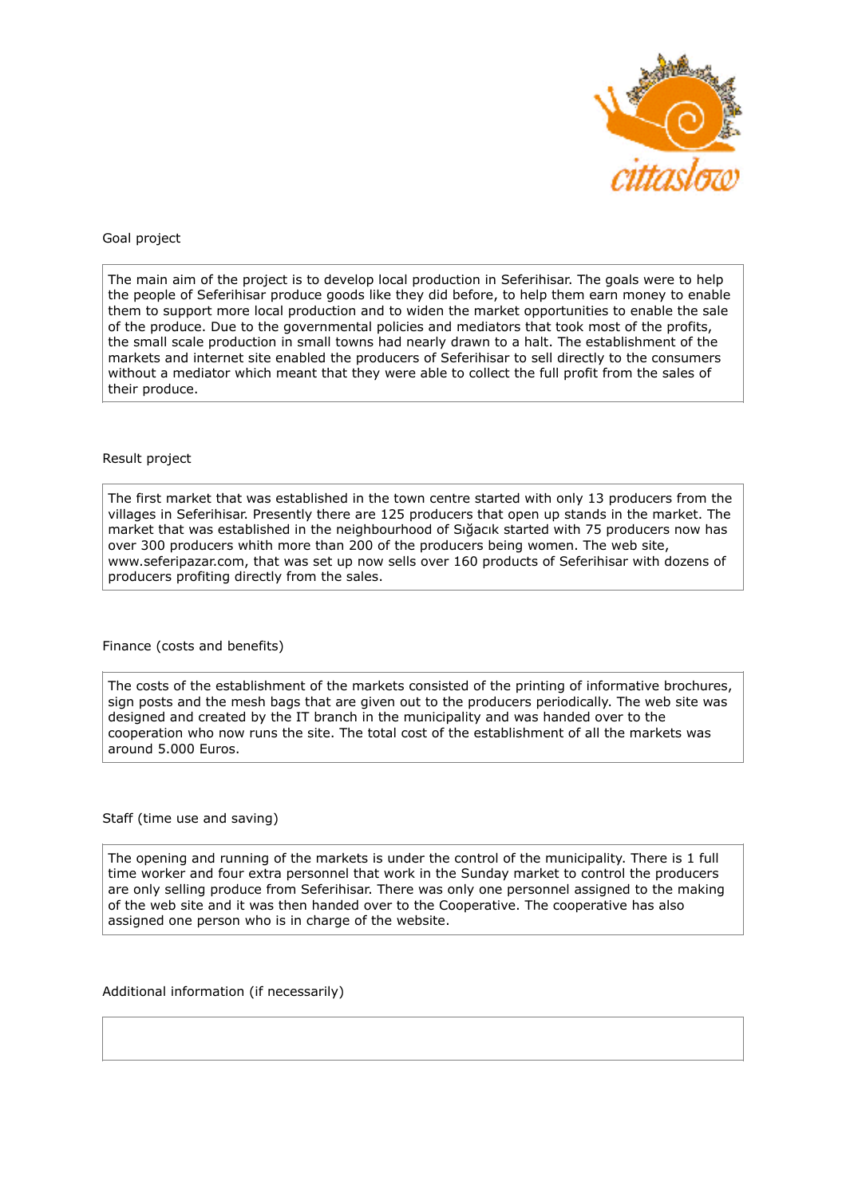Goal project

The main aim of the project is to develop local production in Seferihisar. The goals were to help the people of Seferihisar produce goods like they did before, to help them earn money to enable them to support more local production and to widen the market opportunities to enable the sale of the produce. Due to the governmental policies and mediators that took most of the profits, the small scale production in small towns had nearly drawn to a halt. The establishment of the markets and internet site enabled the producers of Seferihisar to sell directly to the consumers without a mediator which meant that they were able to collect the full profit from the sales of their produce.

Result project

The first market that was established in the town centre started with only 13 producers from the villages in Seferihisar. Presently there are 125 producers that open up stands in the market. The market that was established in the neighbourhood of Sığacık started with 75 producers now has over 300 producers whith more than 200 of the producers being women. The web site, www.seferipazar.com, that was set up now sells over 160 products of Seferihisar with dozens of producers profiting directly from the sales.

Finance (costs and benefits)

The costs of the establishment of the markets consisted of the printing of informative brochures, sign posts and the mesh bags that are given out to the producers periodically. The web site was designed and created by the IT branch in the municipality and was handed over to the cooperation who now runs the site. The total cost of the establishment of all the markets was around 5.000 Euros.

Staff (time use and saving)

The opening and running of the markets is under the control of the municipality. There is 1 full time worker and four extra personnel that work in the Sunday market to control the producers are only selling produce from Seferihisar. There was only one personnel assigned to the making of the web site and it was then handed over to the Cooperative. The cooperative has also assigned one person who is in charge of the website.

Additional information (if necessarily)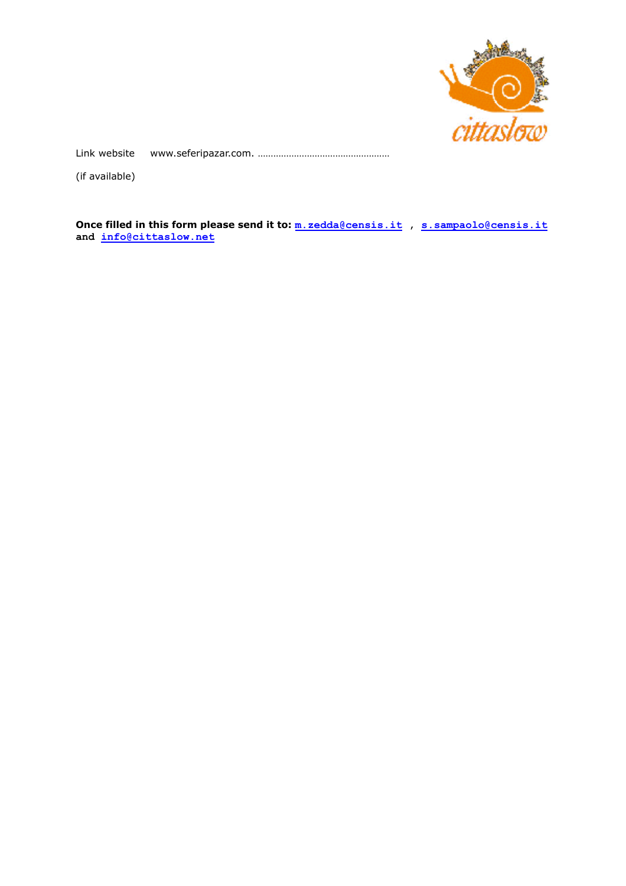Link website www.seferipazar.com. ……………………………………………

(if available)

**Once filled in this form please send it to: m.zedda@censis.it , s.sampaolo@censis.it and info@cittaslow.net**